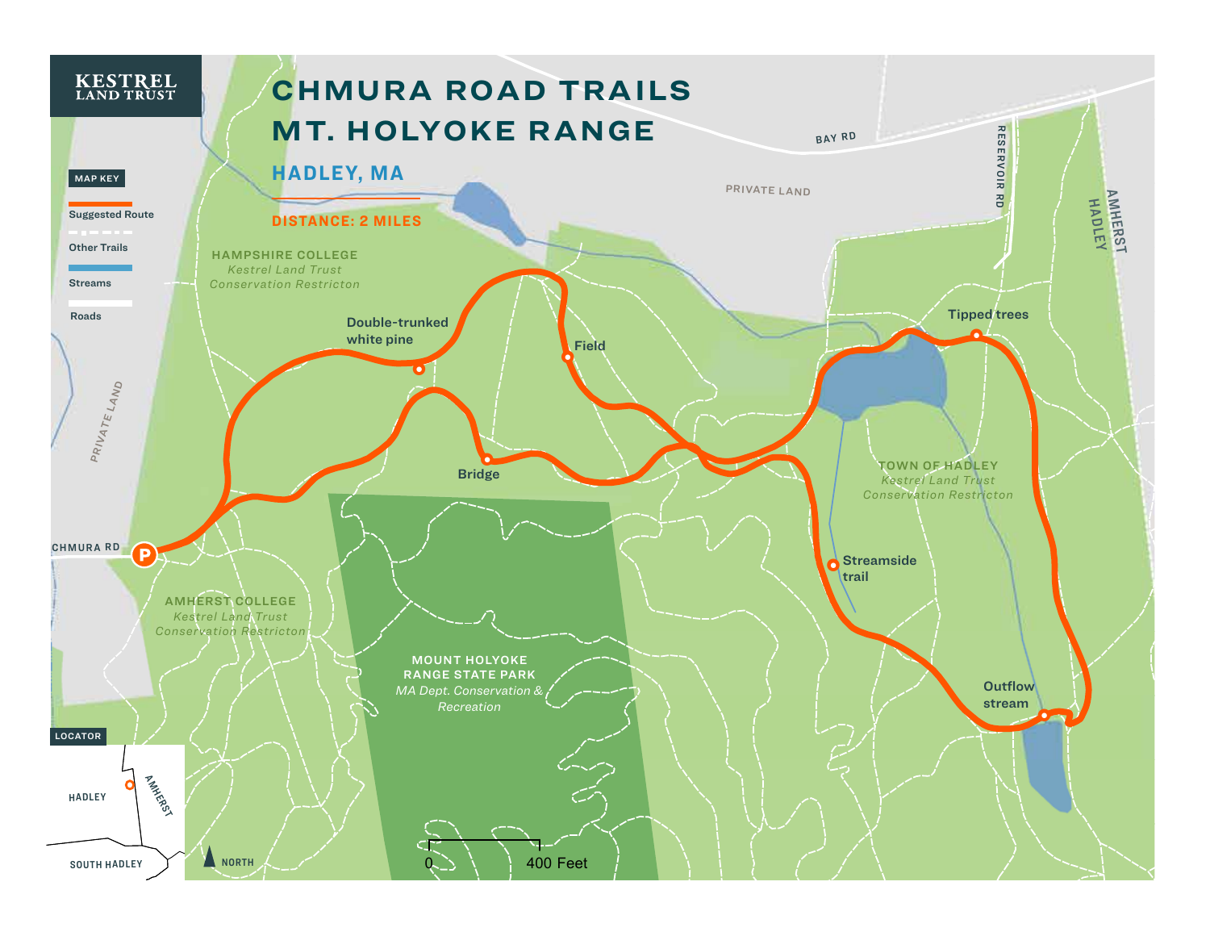KESTREL LAND TRUST

# CHMURA ROAD TRAILS
# MT. HOLYOKE RANGE

## HADLEY, MA

**DISTANCE: 2 MILES**

**MAP KEY**

- Suggested Route
- Other Trails
- Streams
- Roads

HAMPSHIRE COLLEGE
*Kestrel Land Trust Conservation Restricton*

PRIVATE LAND

BAY RD

RESERVOIR RD

AMHERST
HADLEY

PRIVATE LAND

Double-trunked white pine

Field

Tipped trees

Bridge

TOWN OF HADLEY
*Kestrel Land Trust Conservation Restricton*

CHMURA RD

P

Streamside trail

AMHERST COLLEGE
*Kestrel Land Trust Conservation Restricton*

MOUNT HOLYOKE RANGE STATE PARK
*MA Dept. Conservation & Recreation*

Outflow stream

**LOCATOR**

HADLEY

AMHERST

SOUTH HADLEY

NORTH

0 400 Feet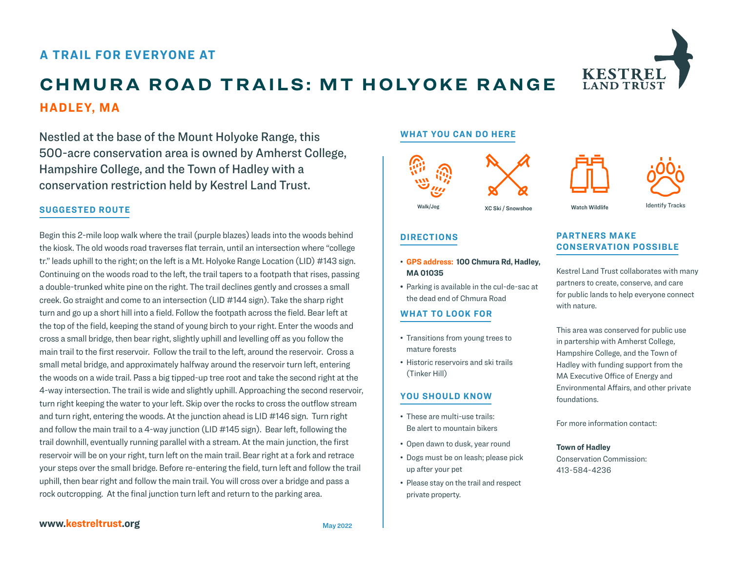A TRAIL FOR EVERYONE AT

# CHMURA ROAD TRAILS: MT HOLYOKE RANGE

## HADLEY, MA

KESTREL LAND TRUST

Nestled at the base of the Mount Holyoke Range, this 500-acre conservation area is owned by Amherst College, Hampshire College, and the Town of Hadley with a conservation restriction held by Kestrel Land Trust.

### SUGGESTED ROUTE

Begin this 2-mile loop walk where the trail (purple blazes) leads into the woods behind the kiosk. The old woods road traverses flat terrain, until an intersection where "college tr." leads uphill to the right; on the left is a Mt. Holyoke Range Location (LID) #143 sign. Continuing on the woods road to the left, the trail tapers to a footpath that rises, passing a double-trunked white pine on the right. The trail declines gently and crosses a small creek. Go straight and come to an intersection (LID #144 sign). Take the sharp right turn and go up a short hill into a field. Follow the footpath across the field. Bear left at the top of the field, keeping the stand of young birch to your right. Enter the woods and cross a small bridge, then bear right, slightly uphill and levelling off as you follow the main trail to the first reservoir. Follow the trail to the left, around the reservoir. Cross a small metal bridge, and approximately halfway around the reservoir turn left, entering the woods on a wide trail. Pass a big tipped-up tree root and take the second right at the 4-way intersection. The trail is wide and slightly uphill. Approaching the second reservoir, turn right keeping the water to your left. Skip over the rocks to cross the outflow stream and turn right, entering the woods. At the junction ahead is LID #146 sign. Turn right and follow the main trail to a 4-way junction (LID #145 sign). Bear left, following the trail downhill, eventually running parallel with a stream. At the main junction, the first reservoir will be on your right, turn left on the main trail. Bear right at a fork and retrace your steps over the small bridge. Before re-entering the field, turn left and follow the trail uphill, then bear right and follow the main trail. You will cross over a bridge and pass a rock outcropping. At the final junction turn left and return to the parking area.

www.kestreltrust.org

May 2022

### WHAT YOU CAN DO HERE

Walk/Jog

XC Ski / Snowshoe

Watch Wildlife

Identify Tracks

### DIRECTIONS

- **GPS address: 100 Chmura Rd, Hadley, MA 01035**
- Parking is available in the cul-de-sac at the dead end of Chmura Road

### WHAT TO LOOK FOR

- Transitions from young trees to mature forests
- Historic reservoirs and ski trails (Tinker Hill)

### YOU SHOULD KNOW

- These are multi-use trails: Be alert to mountain bikers
- Open dawn to dusk, year round
- Dogs must be on leash; please pick up after your pet
- Please stay on the trail and respect private property.

### PARTNERS MAKE CONSERVATION POSSIBLE

Kestrel Land Trust collaborates with many partners to create, conserve, and care for public lands to help everyone connect with nature.

This area was conserved for public use in partership with Amherst College, Hampshire College, and the Town of Hadley with funding support from the MA Executive Office of Energy and Environmental Affairs, and other private foundations.

For more information contact:

**Town of Hadley**
Conservation Commission:
413-584-4236